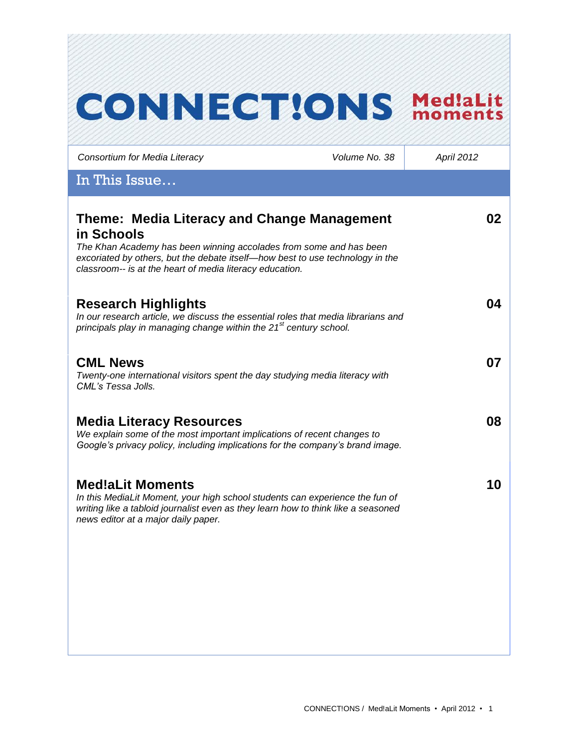# CONNECT!ONS Med!aLit moments

*Consortium for Media Literacy* | *Volume No. 38* | *April 2012*

## In This Issue…

### Theme: Media Literacy and Change Management in Schools — 02

*The Khan Academy has been winning accolades from some and has been excoriated by others, but the debate itself—how best to use technology in the classroom-- is at the heart of media literacy education.*

### Research Highlights — 04

*In our research article, we discuss the essential roles that media librarians and principals play in managing change within the 21st century school.*

### CML News — 07

*Twenty-one international visitors spent the day studying media literacy with CML's Tessa Jolls.*

### Media Literacy Resources — 08

*We explain some of the most important implications of recent changes to Google's privacy policy, including implications for the company's brand image.*

### Med!aLit Moments — 10

*In this MediaLit Moment, your high school students can experience the fun of writing like a tabloid journalist even as they learn how to think like a seasoned news editor at a major daily paper.*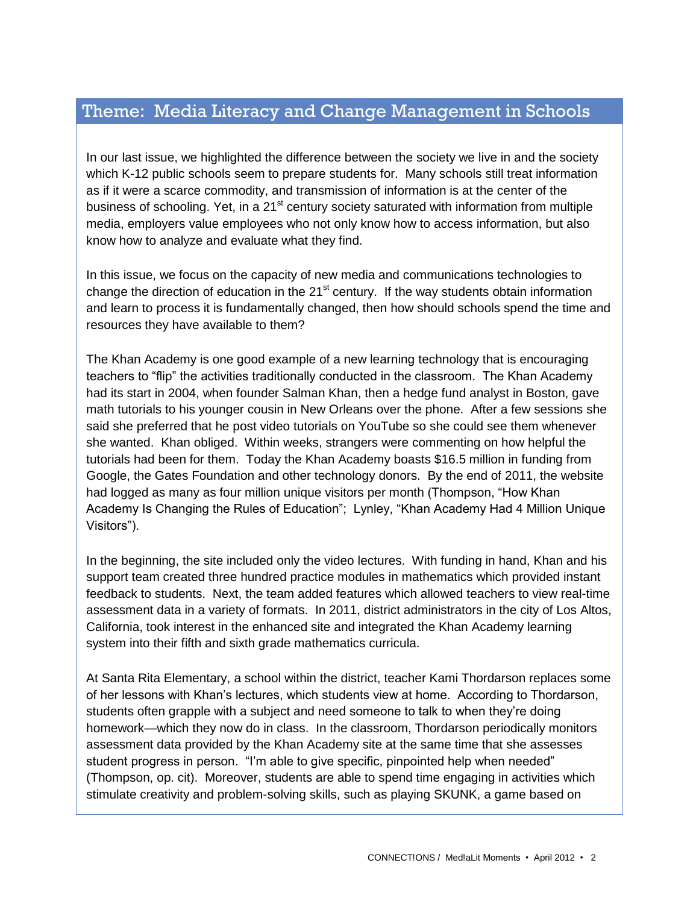## Theme: Media Literacy and Change Management in Schools

In our last issue, we highlighted the difference between the society we live in and the society which K-12 public schools seem to prepare students for. Many schools still treat information as if it were a scarce commodity, and transmission of information is at the center of the business of schooling. Yet, in a 21st century society saturated with information from multiple media, employers value employees who not only know how to access information, but also know how to analyze and evaluate what they find.

In this issue, we focus on the capacity of new media and communications technologies to change the direction of education in the 21st century. If the way students obtain information and learn to process it is fundamentally changed, then how should schools spend the time and resources they have available to them?

The Khan Academy is one good example of a new learning technology that is encouraging teachers to "flip" the activities traditionally conducted in the classroom. The Khan Academy had its start in 2004, when founder Salman Khan, then a hedge fund analyst in Boston, gave math tutorials to his younger cousin in New Orleans over the phone. After a few sessions she said she preferred that he post video tutorials on YouTube so she could see them whenever she wanted. Khan obliged. Within weeks, strangers were commenting on how helpful the tutorials had been for them. Today the Khan Academy boasts $16.5 million in funding from Google, the Gates Foundation and other technology donors. By the end of 2011, the website had logged as many as four million unique visitors per month (Thompson, "How Khan Academy Is Changing the Rules of Education"; Lynley, "Khan Academy Had 4 Million Unique Visitors").

In the beginning, the site included only the video lectures. With funding in hand, Khan and his support team created three hundred practice modules in mathematics which provided instant feedback to students. Next, the team added features which allowed teachers to view real-time assessment data in a variety of formats. In 2011, district administrators in the city of Los Altos, California, took interest in the enhanced site and integrated the Khan Academy learning system into their fifth and sixth grade mathematics curricula.

At Santa Rita Elementary, a school within the district, teacher Kami Thordarson replaces some of her lessons with Khan's lectures, which students view at home. According to Thordarson, students often grapple with a subject and need someone to talk to when they're doing homework—which they now do in class. In the classroom, Thordarson periodically monitors assessment data provided by the Khan Academy site at the same time that she assesses student progress in person. "I'm able to give specific, pinpointed help when needed" (Thompson, op. cit). Moreover, students are able to spend time engaging in activities which stimulate creativity and problem-solving skills, such as playing SKUNK, a game based on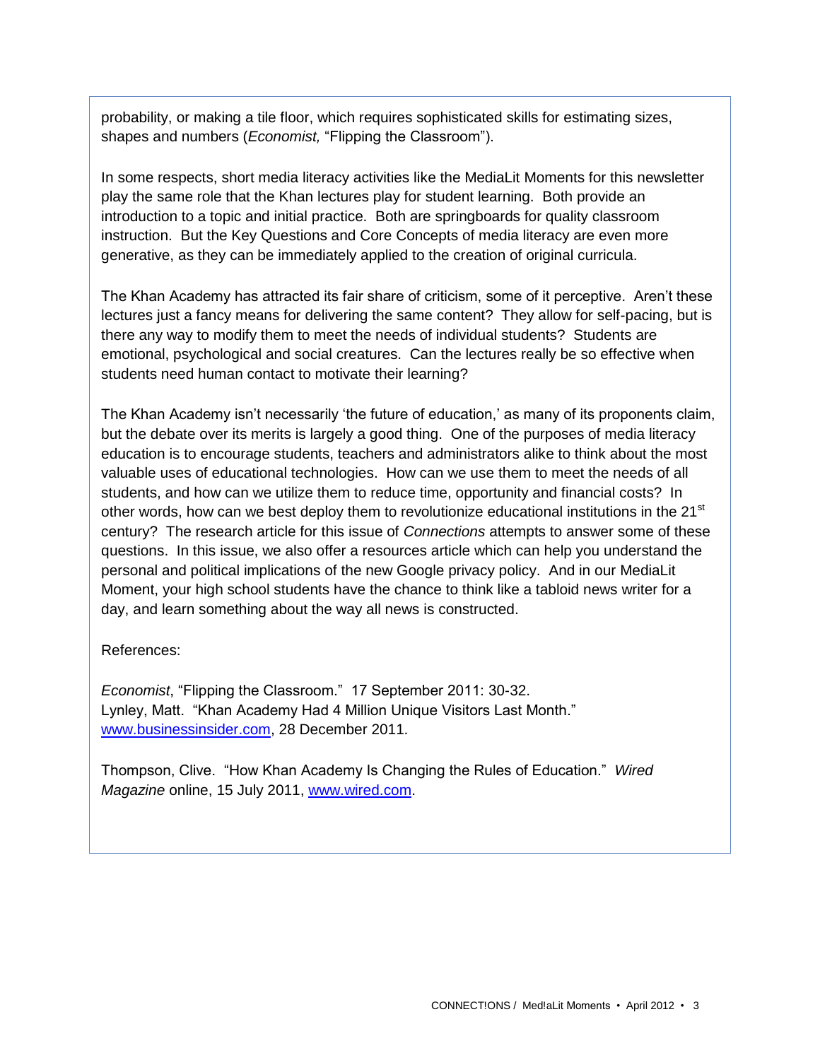probability, or making a tile floor, which requires sophisticated skills for estimating sizes, shapes and numbers (*Economist,* "Flipping the Classroom").

In some respects, short media literacy activities like the MediaLit Moments for this newsletter play the same role that the Khan lectures play for student learning. Both provide an introduction to a topic and initial practice. Both are springboards for quality classroom instruction. But the Key Questions and Core Concepts of media literacy are even more generative, as they can be immediately applied to the creation of original curricula.

The Khan Academy has attracted its fair share of criticism, some of it perceptive. Aren't these lectures just a fancy means for delivering the same content? They allow for self-pacing, but is there any way to modify them to meet the needs of individual students? Students are emotional, psychological and social creatures. Can the lectures really be so effective when students need human contact to motivate their learning?

The Khan Academy isn't necessarily 'the future of education,' as many of its proponents claim, but the debate over its merits is largely a good thing. One of the purposes of media literacy education is to encourage students, teachers and administrators alike to think about the most valuable uses of educational technologies. How can we use them to meet the needs of all students, and how can we utilize them to reduce time, opportunity and financial costs? In other words, how can we best deploy them to revolutionize educational institutions in the 21st century? The research article for this issue of *Connections* attempts to answer some of these questions. In this issue, we also offer a resources article which can help you understand the personal and political implications of the new Google privacy policy. And in our MediaLit Moment, your high school students have the chance to think like a tabloid news writer for a day, and learn something about the way all news is constructed.

References:

*Economist*, "Flipping the Classroom." 17 September 2011: 30-32.
Lynley, Matt. "Khan Academy Had 4 Million Unique Visitors Last Month." www.businessinsider.com, 28 December 2011.

Thompson, Clive. "How Khan Academy Is Changing the Rules of Education." *Wired Magazine* online, 15 July 2011, www.wired.com.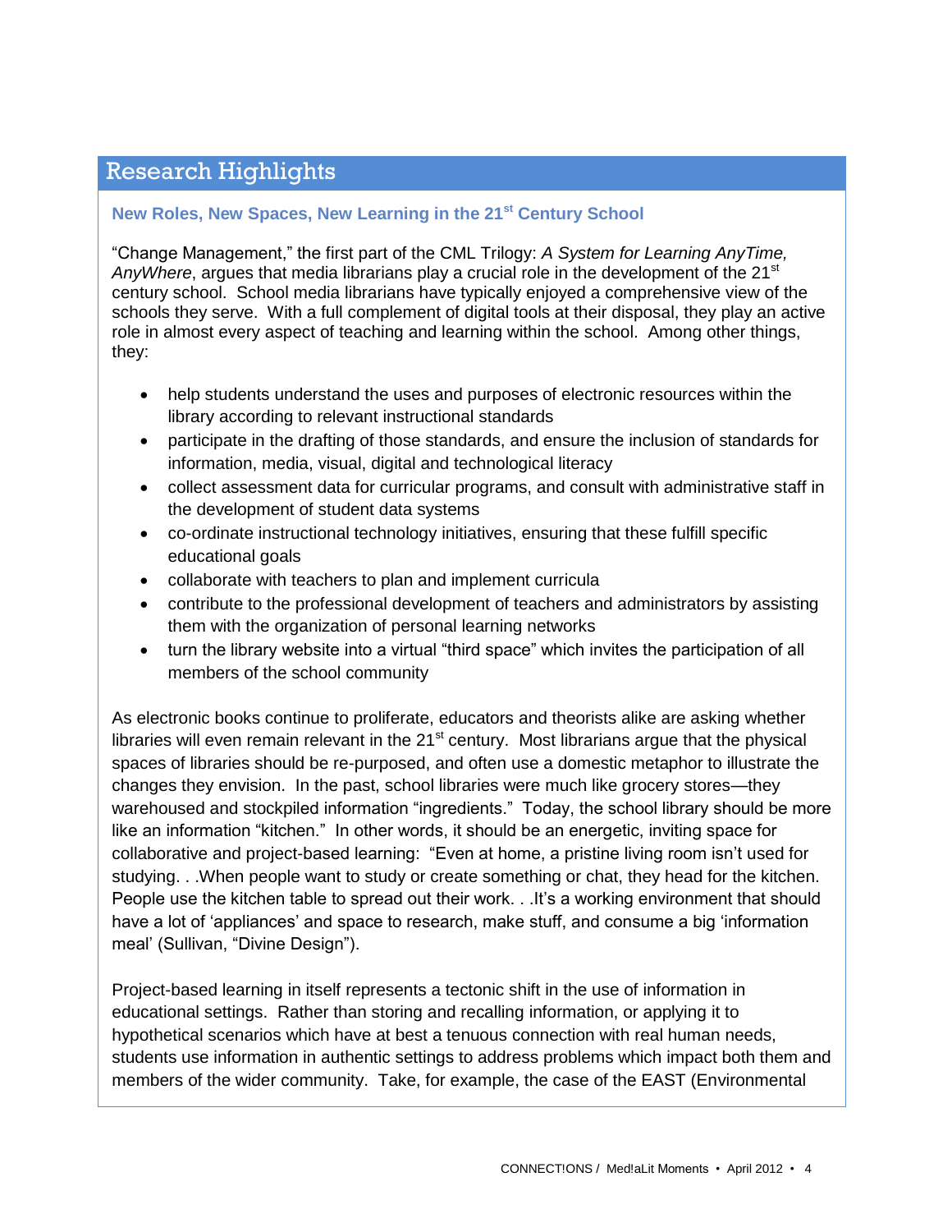## Research Highlights

### New Roles, New Spaces, New Learning in the 21st Century School

"Change Management," the first part of the CML Trilogy: *A System for Learning AnyTime, AnyWhere*, argues that media librarians play a crucial role in the development of the 21st century school. School media librarians have typically enjoyed a comprehensive view of the schools they serve. With a full complement of digital tools at their disposal, they play an active role in almost every aspect of teaching and learning within the school. Among other things, they:

- help students understand the uses and purposes of electronic resources within the library according to relevant instructional standards
- participate in the drafting of those standards, and ensure the inclusion of standards for information, media, visual, digital and technological literacy
- collect assessment data for curricular programs, and consult with administrative staff in the development of student data systems
- co-ordinate instructional technology initiatives, ensuring that these fulfill specific educational goals
- collaborate with teachers to plan and implement curricula
- contribute to the professional development of teachers and administrators by assisting them with the organization of personal learning networks
- turn the library website into a virtual "third space" which invites the participation of all members of the school community

As electronic books continue to proliferate, educators and theorists alike are asking whether libraries will even remain relevant in the 21st century. Most librarians argue that the physical spaces of libraries should be re-purposed, and often use a domestic metaphor to illustrate the changes they envision. In the past, school libraries were much like grocery stores—they warehoused and stockpiled information "ingredients." Today, the school library should be more like an information "kitchen." In other words, it should be an energetic, inviting space for collaborative and project-based learning: "Even at home, a pristine living room isn't used for studying. . .When people want to study or create something or chat, they head for the kitchen. People use the kitchen table to spread out their work. . .It's a working environment that should have a lot of 'appliances' and space to research, make stuff, and consume a big 'information meal' (Sullivan, "Divine Design").

Project-based learning in itself represents a tectonic shift in the use of information in educational settings. Rather than storing and recalling information, or applying it to hypothetical scenarios which have at best a tenuous connection with real human needs, students use information in authentic settings to address problems which impact both them and members of the wider community. Take, for example, the case of the EAST (Environmental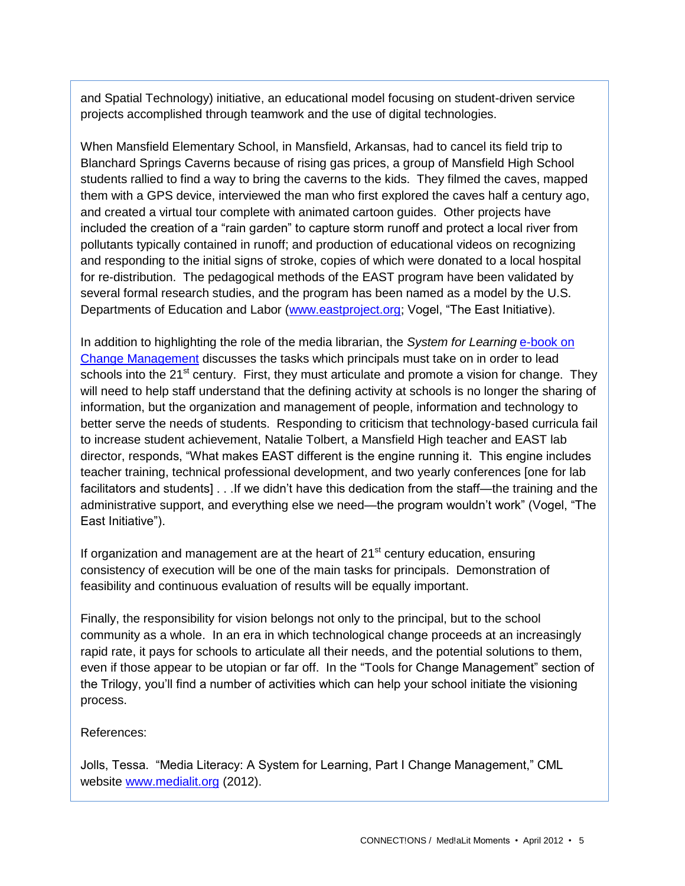and Spatial Technology) initiative, an educational model focusing on student-driven service projects accomplished through teamwork and the use of digital technologies.

When Mansfield Elementary School, in Mansfield, Arkansas, had to cancel its field trip to Blanchard Springs Caverns because of rising gas prices, a group of Mansfield High School students rallied to find a way to bring the caverns to the kids. They filmed the caves, mapped them with a GPS device, interviewed the man who first explored the caves half a century ago, and created a virtual tour complete with animated cartoon guides. Other projects have included the creation of a "rain garden" to capture storm runoff and protect a local river from pollutants typically contained in runoff; and production of educational videos on recognizing and responding to the initial signs of stroke, copies of which were donated to a local hospital for re-distribution. The pedagogical methods of the EAST program have been validated by several formal research studies, and the program has been named as a model by the U.S. Departments of Education and Labor ([www.eastproject.org](www.eastproject.org); Vogel, "The East Initiative).

In addition to highlighting the role of the media librarian, the *System for Learning* [e-book on Change Management](#) discusses the tasks which principals must take on in order to lead schools into the 21st century. First, they must articulate and promote a vision for change. They will need to help staff understand that the defining activity at schools is no longer the sharing of information, but the organization and management of people, information and technology to better serve the needs of students. Responding to criticism that technology-based curricula fail to increase student achievement, Natalie Tolbert, a Mansfield High teacher and EAST lab director, responds, "What makes EAST different is the engine running it. This engine includes teacher training, technical professional development, and two yearly conferences [one for lab facilitators and students] . . .If we didn't have this dedication from the staff—the training and the administrative support, and everything else we need—the program wouldn't work" (Vogel, "The East Initiative").

If organization and management are at the heart of 21st century education, ensuring consistency of execution will be one of the main tasks for principals. Demonstration of feasibility and continuous evaluation of results will be equally important.

Finally, the responsibility for vision belongs not only to the principal, but to the school community as a whole. In an era in which technological change proceeds at an increasingly rapid rate, it pays for schools to articulate all their needs, and the potential solutions to them, even if those appear to be utopian or far off. In the "Tools for Change Management" section of the Trilogy, you'll find a number of activities which can help your school initiate the visioning process.

References:

Jolls, Tessa. "Media Literacy: A System for Learning, Part I Change Management," CML website [www.medialit.org](www.medialit.org) (2012).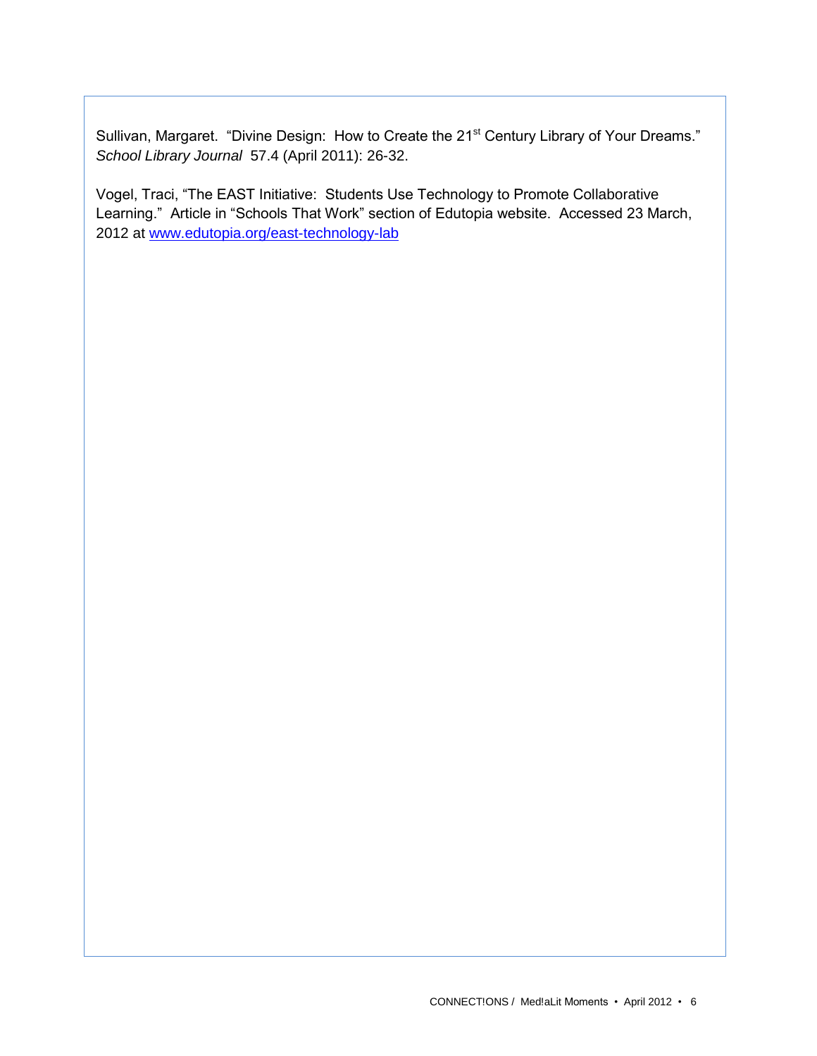Sullivan, Margaret. "Divine Design: How to Create the 21st Century Library of Your Dreams." *School Library Journal* 57.4 (April 2011): 26-32.

Vogel, Traci, "The EAST Initiative: Students Use Technology to Promote Collaborative Learning." Article in "Schools That Work" section of Edutopia website. Accessed 23 March, 2012 at [www.edutopia.org/east-technology-lab](http://www.edutopia.org/east-technology-lab)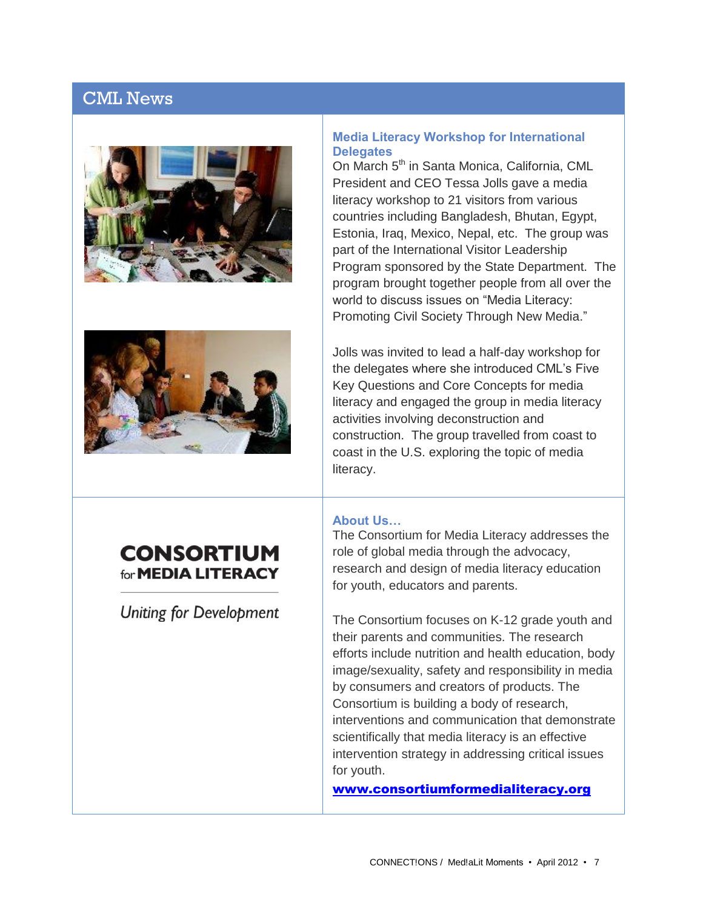# CML News

### Media Literacy Workshop for International Delegates

On March 5th in Santa Monica, California, CML President and CEO Tessa Jolls gave a media literacy workshop to 21 visitors from various countries including Bangladesh, Bhutan, Egypt, Estonia, Iraq, Mexico, Nepal, etc. The group was part of the International Visitor Leadership Program sponsored by the State Department. The program brought together people from all over the world to discuss issues on "Media Literacy: Promoting Civil Society Through New Media."

Jolls was invited to lead a half-day workshop for the delegates where she introduced CML's Five Key Questions and Core Concepts for media literacy and engaged the group in media literacy activities involving deconstruction and construction. The group travelled from coast to coast in the U.S. exploring the topic of media literacy.

**CONSORTIUM for MEDIA LITERACY**

*Uniting for Development*

### About Us…

The Consortium for Media Literacy addresses the role of global media through the advocacy, research and design of media literacy education for youth, educators and parents.

The Consortium focuses on K-12 grade youth and their parents and communities. The research efforts include nutrition and health education, body image/sexuality, safety and responsibility in media by consumers and creators of products. The Consortium is building a body of research, interventions and communication that demonstrate scientifically that media literacy is an effective intervention strategy in addressing critical issues for youth.

**www.consortiumformedialiteracy.org**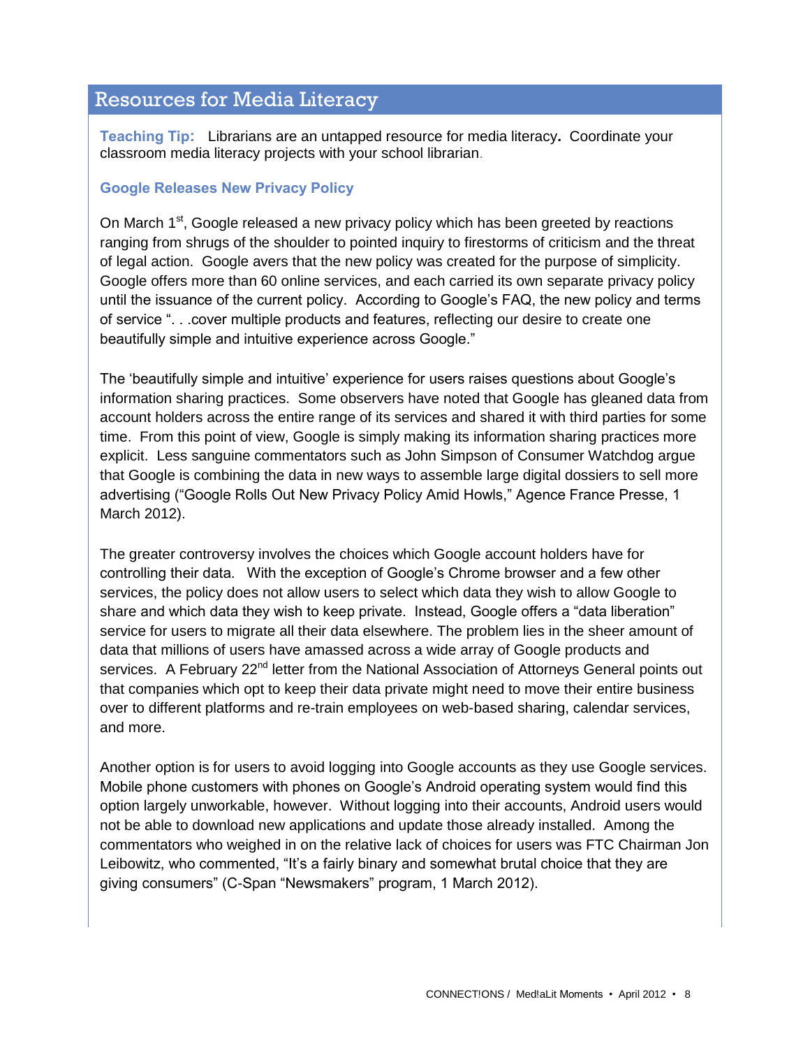## Resources for Media Literacy

**Teaching Tip:** Librarians are an untapped resource for media literacy**.** Coordinate your classroom media literacy projects with your school librarian.

### Google Releases New Privacy Policy

On March 1st, Google released a new privacy policy which has been greeted by reactions ranging from shrugs of the shoulder to pointed inquiry to firestorms of criticism and the threat of legal action. Google avers that the new policy was created for the purpose of simplicity. Google offers more than 60 online services, and each carried its own separate privacy policy until the issuance of the current policy. According to Google's FAQ, the new policy and terms of service ". . .cover multiple products and features, reflecting our desire to create one beautifully simple and intuitive experience across Google."

The 'beautifully simple and intuitive' experience for users raises questions about Google's information sharing practices. Some observers have noted that Google has gleaned data from account holders across the entire range of its services and shared it with third parties for some time. From this point of view, Google is simply making its information sharing practices more explicit. Less sanguine commentators such as John Simpson of Consumer Watchdog argue that Google is combining the data in new ways to assemble large digital dossiers to sell more advertising ("Google Rolls Out New Privacy Policy Amid Howls," Agence France Presse, 1 March 2012).

The greater controversy involves the choices which Google account holders have for controlling their data. With the exception of Google's Chrome browser and a few other services, the policy does not allow users to select which data they wish to allow Google to share and which data they wish to keep private. Instead, Google offers a "data liberation" service for users to migrate all their data elsewhere. The problem lies in the sheer amount of data that millions of users have amassed across a wide array of Google products and services. A February 22nd letter from the National Association of Attorneys General points out that companies which opt to keep their data private might need to move their entire business over to different platforms and re-train employees on web-based sharing, calendar services, and more.

Another option is for users to avoid logging into Google accounts as they use Google services. Mobile phone customers with phones on Google's Android operating system would find this option largely unworkable, however. Without logging into their accounts, Android users would not be able to download new applications and update those already installed. Among the commentators who weighed in on the relative lack of choices for users was FTC Chairman Jon Leibowitz, who commented, "It's a fairly binary and somewhat brutal choice that they are giving consumers" (C-Span "Newsmakers" program, 1 March 2012).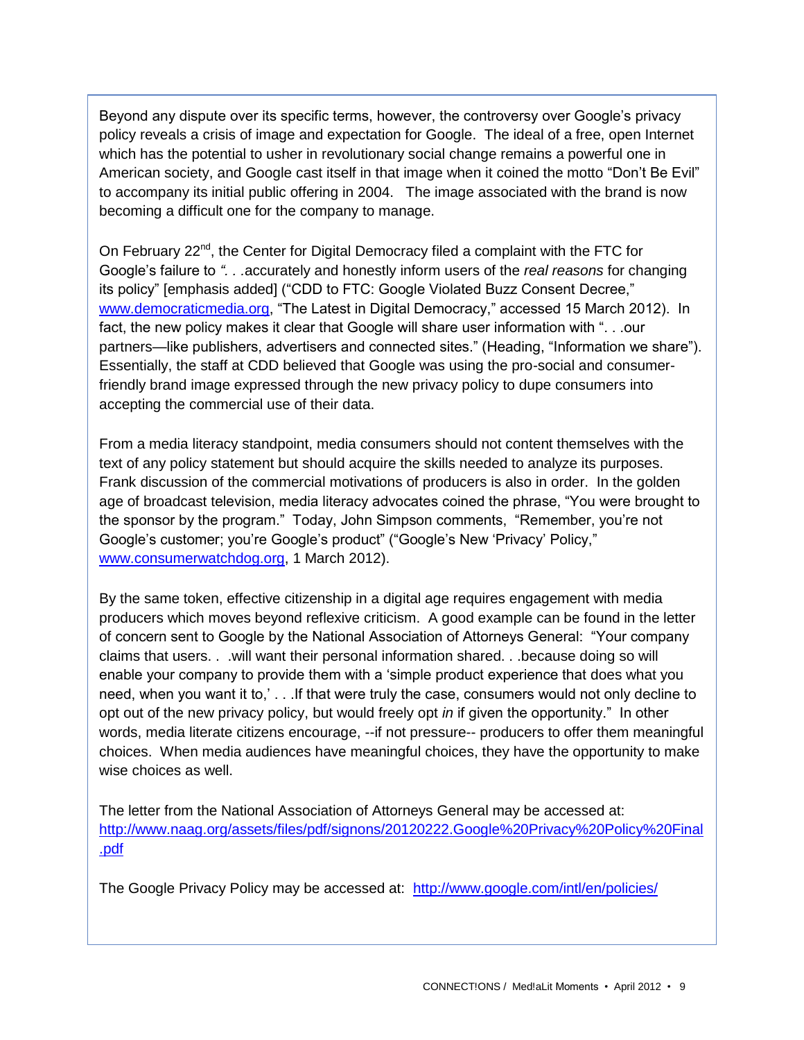Beyond any dispute over its specific terms, however, the controversy over Google's privacy policy reveals a crisis of image and expectation for Google. The ideal of a free, open Internet which has the potential to usher in revolutionary social change remains a powerful one in American society, and Google cast itself in that image when it coined the motto "Don't Be Evil" to accompany its initial public offering in 2004. The image associated with the brand is now becoming a difficult one for the company to manage.

On February 22nd, the Center for Digital Democracy filed a complaint with the FTC for Google's failure to *". . .*accurately and honestly inform users of the *real reasons* for changing its policy" [emphasis added] ("CDD to FTC: Google Violated Buzz Consent Decree," www.democraticmedia.org, "The Latest in Digital Democracy," accessed 15 March 2012). In fact, the new policy makes it clear that Google will share user information with ". . .our partners—like publishers, advertisers and connected sites." (Heading, "Information we share"). Essentially, the staff at CDD believed that Google was using the pro-social and consumer-friendly brand image expressed through the new privacy policy to dupe consumers into accepting the commercial use of their data.

From a media literacy standpoint, media consumers should not content themselves with the text of any policy statement but should acquire the skills needed to analyze its purposes. Frank discussion of the commercial motivations of producers is also in order. In the golden age of broadcast television, media literacy advocates coined the phrase, "You were brought to the sponsor by the program." Today, John Simpson comments, "Remember, you're not Google's customer; you're Google's product" ("Google's New 'Privacy' Policy," www.consumerwatchdog.org, 1 March 2012).

By the same token, effective citizenship in a digital age requires engagement with media producers which moves beyond reflexive criticism. A good example can be found in the letter of concern sent to Google by the National Association of Attorneys General: "Your company claims that users. . .will want their personal information shared. . .because doing so will enable your company to provide them with a 'simple product experience that does what you need, when you want it to,' . . .If that were truly the case, consumers would not only decline to opt out of the new privacy policy, but would freely opt *in* if given the opportunity." In other words, media literate citizens encourage, --if not pressure-- producers to offer them meaningful choices. When media audiences have meaningful choices, they have the opportunity to make wise choices as well.

The letter from the National Association of Attorneys General may be accessed at: http://www.naag.org/assets/files/pdf/signons/20120222.Google%20Privacy%20Policy%20Final.pdf

The Google Privacy Policy may be accessed at: http://www.google.com/intl/en/policies/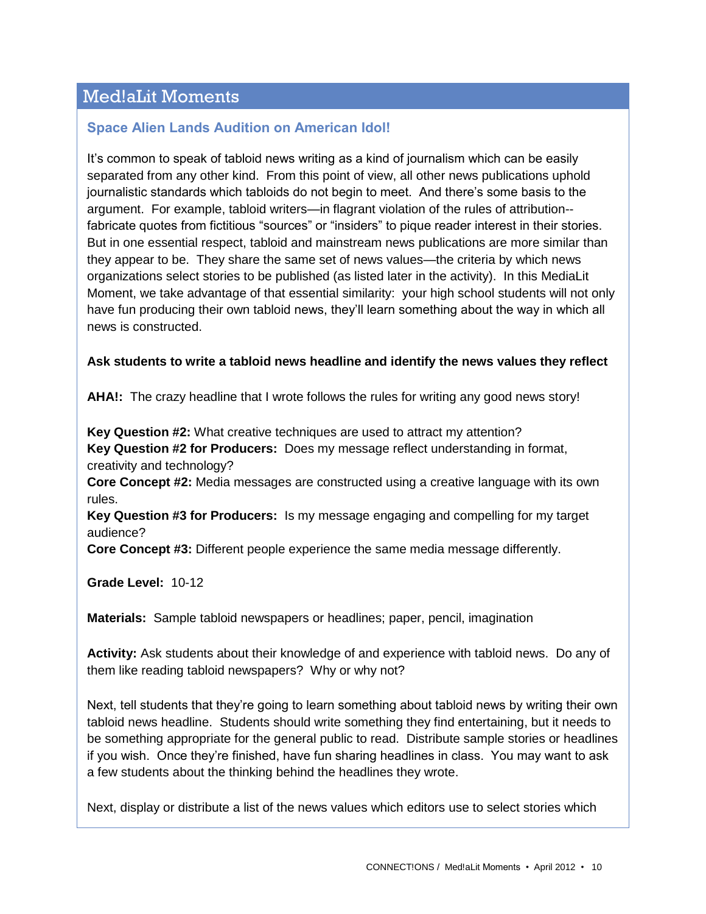## Med!aLit Moments

### Space Alien Lands Audition on American Idol!

It's common to speak of tabloid news writing as a kind of journalism which can be easily separated from any other kind. From this point of view, all other news publications uphold journalistic standards which tabloids do not begin to meet. And there's some basis to the argument. For example, tabloid writers—in flagrant violation of the rules of attribution--fabricate quotes from fictitious "sources" or "insiders" to pique reader interest in their stories. But in one essential respect, tabloid and mainstream news publications are more similar than they appear to be. They share the same set of news values—the criteria by which news organizations select stories to be published (as listed later in the activity). In this MediaLit Moment, we take advantage of that essential similarity: your high school students will not only have fun producing their own tabloid news, they'll learn something about the way in which all news is constructed.

**Ask students to write a tabloid news headline and identify the news values they reflect**

**AHA!:** The crazy headline that I wrote follows the rules for writing any good news story!

**Key Question #2:** What creative techniques are used to attract my attention?
**Key Question #2 for Producers:** Does my message reflect understanding in format, creativity and technology?
**Core Concept #2:** Media messages are constructed using a creative language with its own rules.
**Key Question #3 for Producers:** Is my message engaging and compelling for my target audience?
**Core Concept #3:** Different people experience the same media message differently.

**Grade Level:** 10-12

**Materials:** Sample tabloid newspapers or headlines; paper, pencil, imagination

**Activity:** Ask students about their knowledge of and experience with tabloid news. Do any of them like reading tabloid newspapers? Why or why not?

Next, tell students that they're going to learn something about tabloid news by writing their own tabloid news headline. Students should write something they find entertaining, but it needs to be something appropriate for the general public to read. Distribute sample stories or headlines if you wish. Once they're finished, have fun sharing headlines in class. You may want to ask a few students about the thinking behind the headlines they wrote.

Next, display or distribute a list of the news values which editors use to select stories which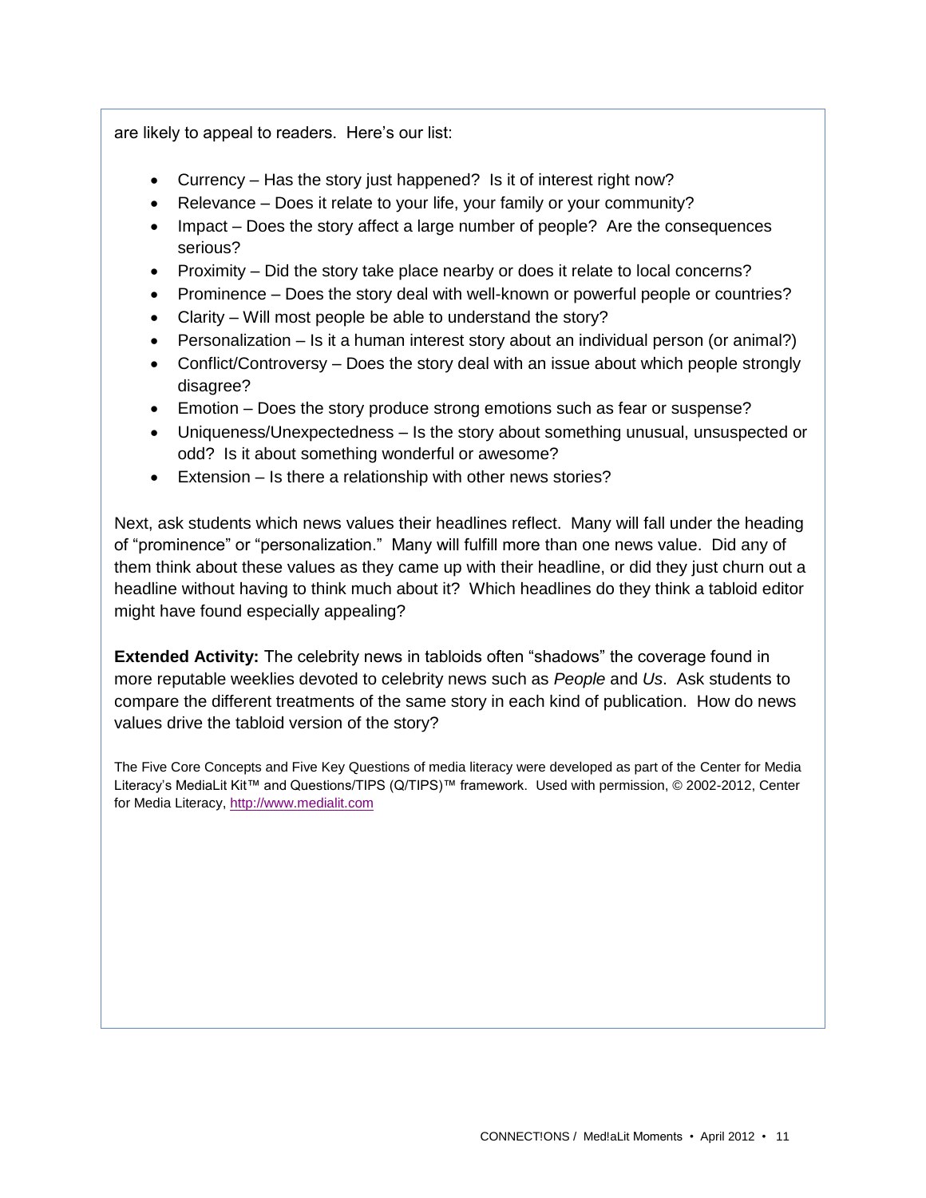are likely to appeal to readers. Here's our list:

- Currency – Has the story just happened? Is it of interest right now?
- Relevance – Does it relate to your life, your family or your community?
- Impact – Does the story affect a large number of people? Are the consequences serious?
- Proximity – Did the story take place nearby or does it relate to local concerns?
- Prominence – Does the story deal with well-known or powerful people or countries?
- Clarity – Will most people be able to understand the story?
- Personalization – Is it a human interest story about an individual person (or animal?)
- Conflict/Controversy – Does the story deal with an issue about which people strongly disagree?
- Emotion – Does the story produce strong emotions such as fear or suspense?
- Uniqueness/Unexpectedness – Is the story about something unusual, unsuspected or odd? Is it about something wonderful or awesome?
- Extension – Is there a relationship with other news stories?

Next, ask students which news values their headlines reflect. Many will fall under the heading of "prominence" or "personalization." Many will fulfill more than one news value. Did any of them think about these values as they came up with their headline, or did they just churn out a headline without having to think much about it? Which headlines do they think a tabloid editor might have found especially appealing?

**Extended Activity:** The celebrity news in tabloids often "shadows" the coverage found in more reputable weeklies devoted to celebrity news such as *People* and *Us*. Ask students to compare the different treatments of the same story in each kind of publication. How do news values drive the tabloid version of the story?

The Five Core Concepts and Five Key Questions of media literacy were developed as part of the Center for Media Literacy's MediaLit Kit™ and Questions/TIPS (Q/TIPS)™ framework. Used with permission, © 2002-2012, Center for Media Literacy, http://www.medialit.com